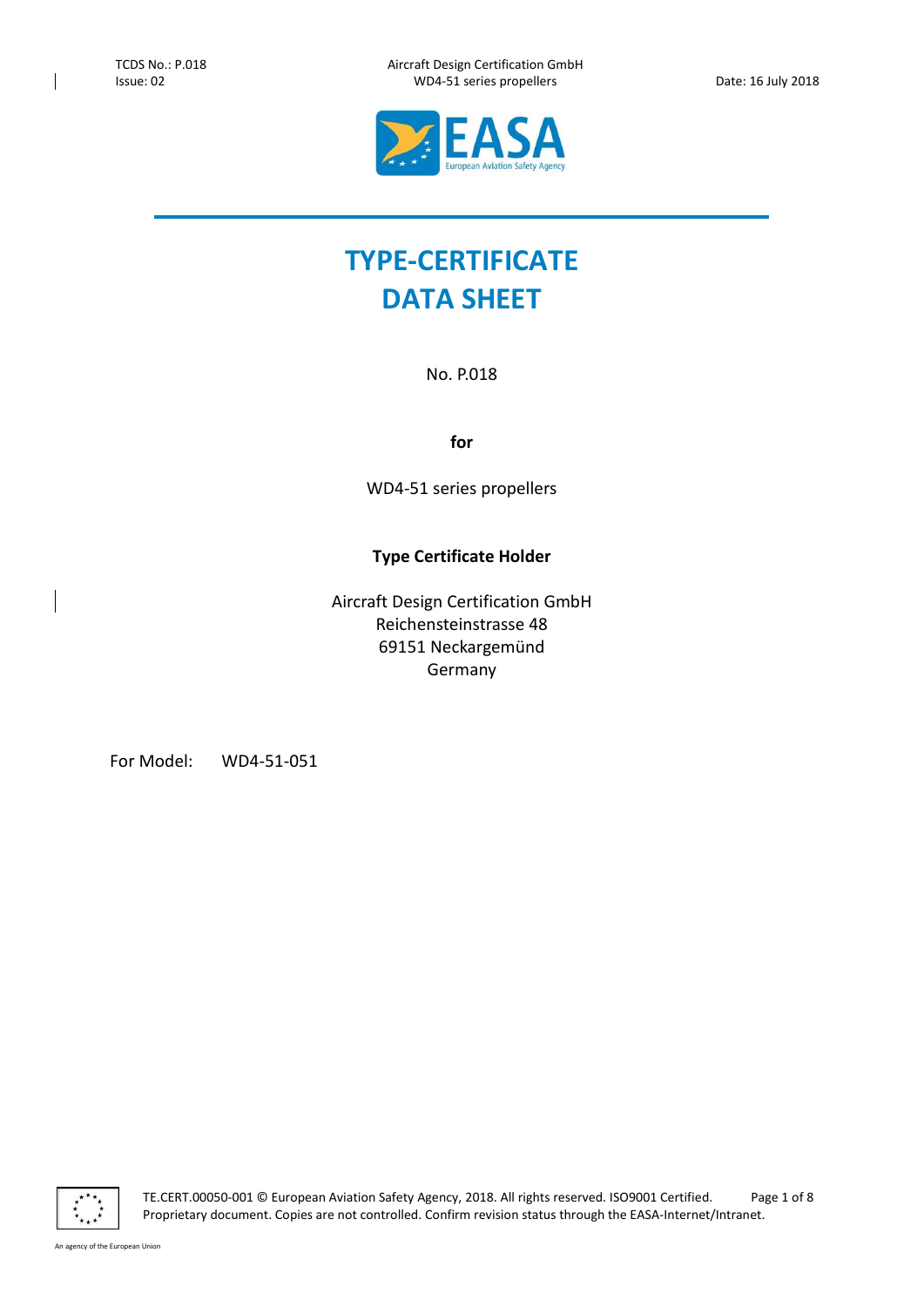# TYPE-CERTIFICATE DATA SHEET

No. P.018

**for**

WD4-51 series propellers

**Type Certificate Holder**

Aircraft Design Certification GmbH
Reichensteinstrasse 48
69151 Neckargemünd
Germany

For Model: WD4-51-051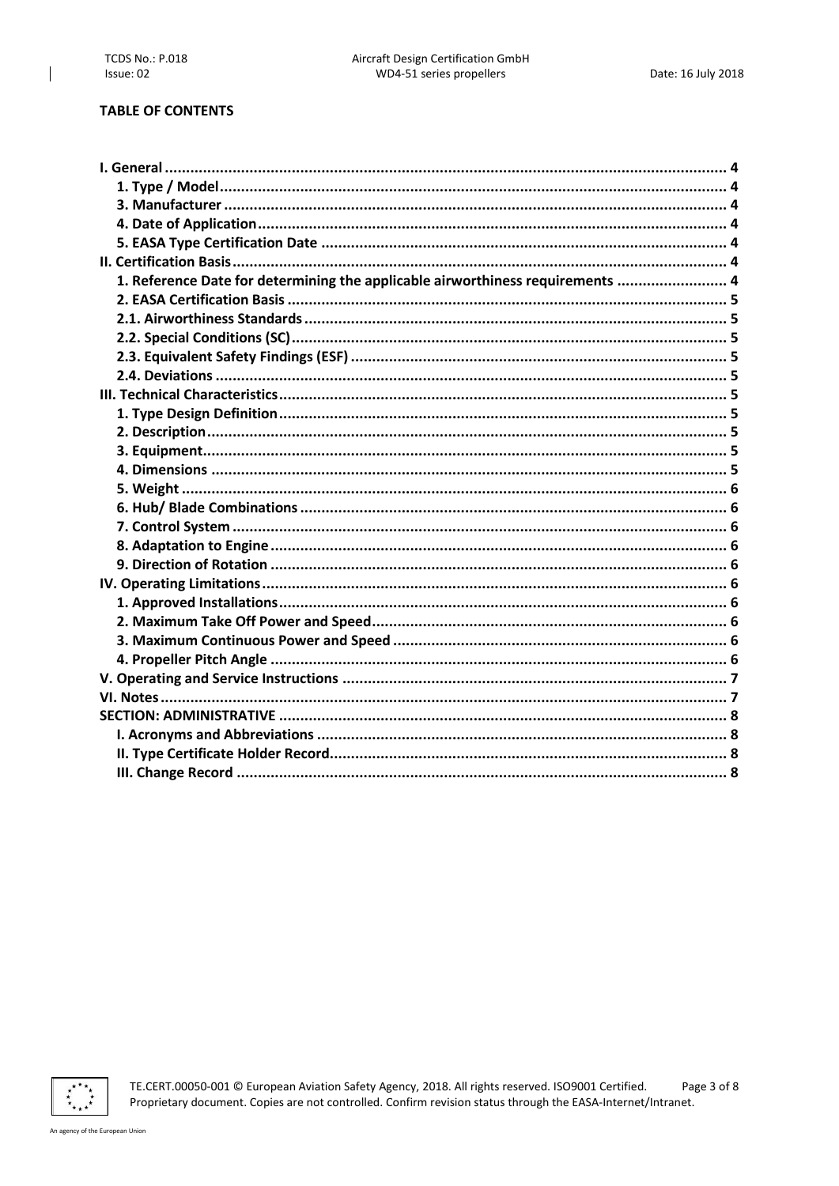**TABLE OF CONTENTS**

- **I. General** ..... 4
  - **1. Type / Model** ..... 4
  - **3. Manufacturer** ..... 4
  - **4. Date of Application** ..... 4
  - **5. EASA Type Certification Date** ..... 4
- **II. Certification Basis** ..... 4
  - **1. Reference Date for determining the applicable airworthiness requirements** ..... 4
  - **2. EASA Certification Basis** ..... 5
  - **2.1. Airworthiness Standards** ..... 5
  - **2.2. Special Conditions (SC)** ..... 5
  - **2.3. Equivalent Safety Findings (ESF)** ..... 5
  - **2.4. Deviations** ..... 5
- **III. Technical Characteristics** ..... 5
  - **1. Type Design Definition** ..... 5
  - **2. Description** ..... 5
  - **3. Equipment** ..... 5
  - **4. Dimensions** ..... 5
  - **5. Weight** ..... 6
  - **6. Hub/ Blade Combinations** ..... 6
  - **7. Control System** ..... 6
  - **8. Adaptation to Engine** ..... 6
  - **9. Direction of Rotation** ..... 6
- **IV. Operating Limitations** ..... 6
  - **1. Approved Installations** ..... 6
  - **2. Maximum Take Off Power and Speed** ..... 6
  - **3. Maximum Continuous Power and Speed** ..... 6
  - **4. Propeller Pitch Angle** ..... 6
- **V. Operating and Service Instructions** ..... 7
- **VI. Notes** ..... 7
- **SECTION: ADMINISTRATIVE** ..... 8
  - **I. Acronyms and Abbreviations** ..... 8
  - **II. Type Certificate Holder Record** ..... 8
  - **III. Change Record** ..... 8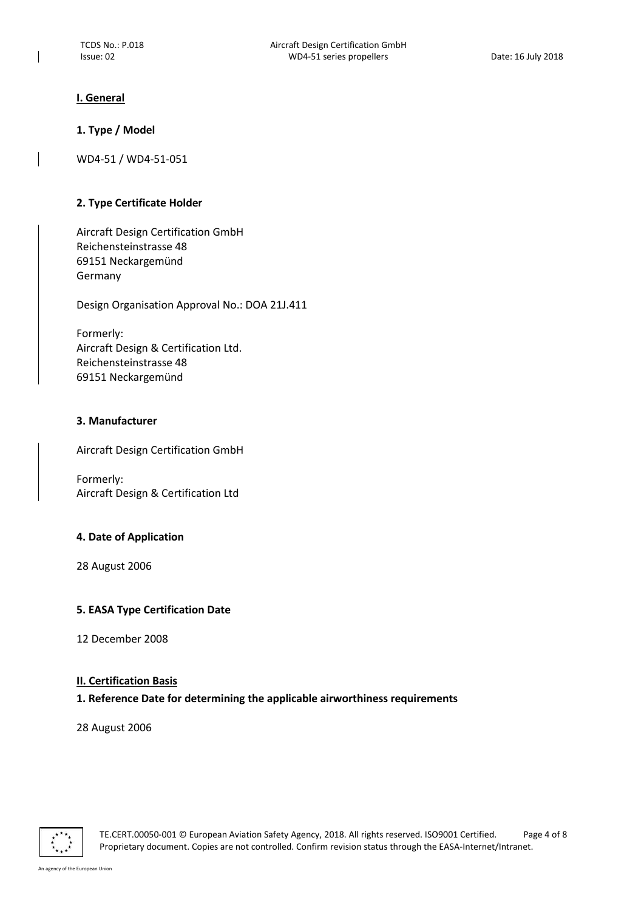## I. General

### 1. Type / Model

WD4-51 / WD4-51-051

### 2. Type Certificate Holder

Aircraft Design Certification GmbH
Reichensteinstrasse 48
69151 Neckargemünd
Germany

Design Organisation Approval No.: DOA 21J.411

Formerly:
Aircraft Design & Certification Ltd.
Reichensteinstrasse 48
69151 Neckargemünd

### 3. Manufacturer

Aircraft Design Certification GmbH

Formerly:
Aircraft Design & Certification Ltd

### 4. Date of Application

28 August 2006

### 5. EASA Type Certification Date

12 December 2008

## II. Certification Basis

### 1. Reference Date for determining the applicable airworthiness requirements

28 August 2006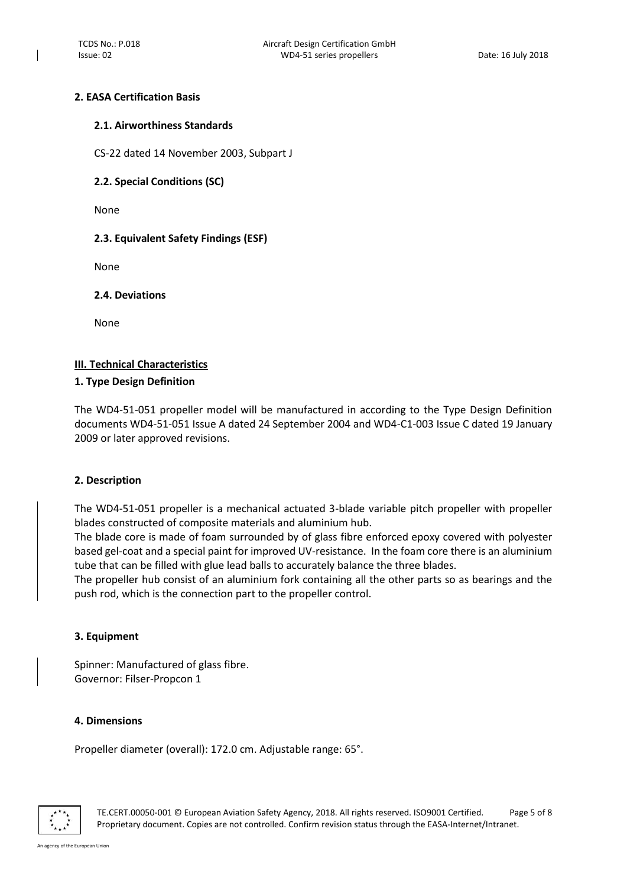### 2. EASA Certification Basis

#### 2.1. Airworthiness Standards

CS-22 dated 14 November 2003, Subpart J

#### 2.2. Special Conditions (SC)

None

#### 2.3. Equivalent Safety Findings (ESF)

None

#### 2.4. Deviations

None

## III. Technical Characteristics

### 1. Type Design Definition

The WD4-51-051 propeller model will be manufactured in according to the Type Design Definition documents WD4-51-051 Issue A dated 24 September 2004 and WD4-C1-003 Issue C dated 19 January 2009 or later approved revisions.

### 2. Description

The WD4-51-051 propeller is a mechanical actuated 3-blade variable pitch propeller with propeller blades constructed of composite materials and aluminium hub.

The blade core is made of foam surrounded by of glass fibre enforced epoxy covered with polyester based gel-coat and a special paint for improved UV-resistance. In the foam core there is an aluminium tube that can be filled with glue lead balls to accurately balance the three blades.

The propeller hub consist of an aluminium fork containing all the other parts so as bearings and the push rod, which is the connection part to the propeller control.

### 3. Equipment

Spinner: Manufactured of glass fibre.
Governor: Filser-Propcon 1

### 4. Dimensions

Propeller diameter (overall): 172.0 cm. Adjustable range: 65°.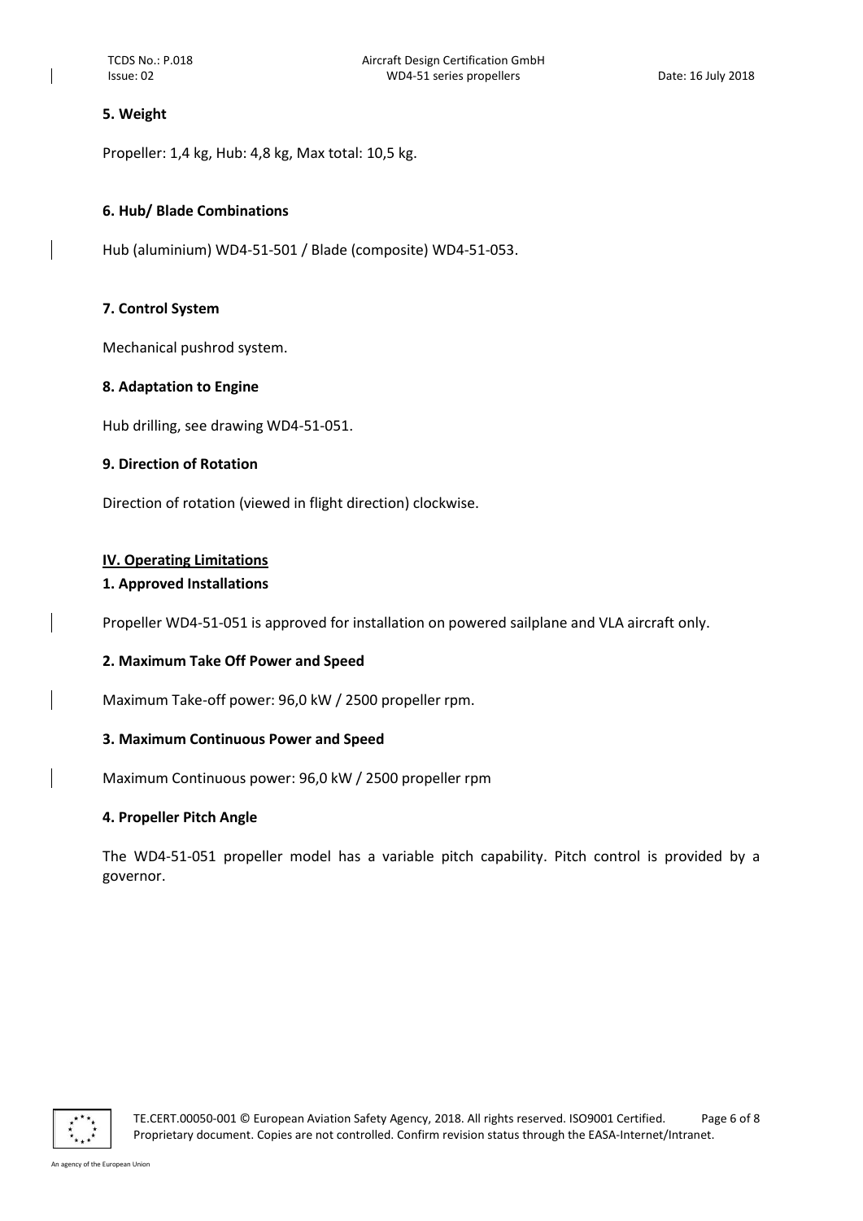### 5. Weight

Propeller: 1,4 kg, Hub: 4,8 kg, Max total: 10,5 kg.

### 6. Hub/ Blade Combinations

Hub (aluminium) WD4-51-501 / Blade (composite) WD4-51-053.

### 7. Control System

Mechanical pushrod system.

### 8. Adaptation to Engine

Hub drilling, see drawing WD4-51-051.

### 9. Direction of Rotation

Direction of rotation (viewed in flight direction) clockwise.

## IV. Operating Limitations

### 1. Approved Installations

Propeller WD4-51-051 is approved for installation on powered sailplane and VLA aircraft only.

### 2. Maximum Take Off Power and Speed

Maximum Take-off power: 96,0 kW / 2500 propeller rpm.

### 3. Maximum Continuous Power and Speed

Maximum Continuous power: 96,0 kW / 2500 propeller rpm

### 4. Propeller Pitch Angle

The WD4-51-051 propeller model has a variable pitch capability. Pitch control is provided by a governor.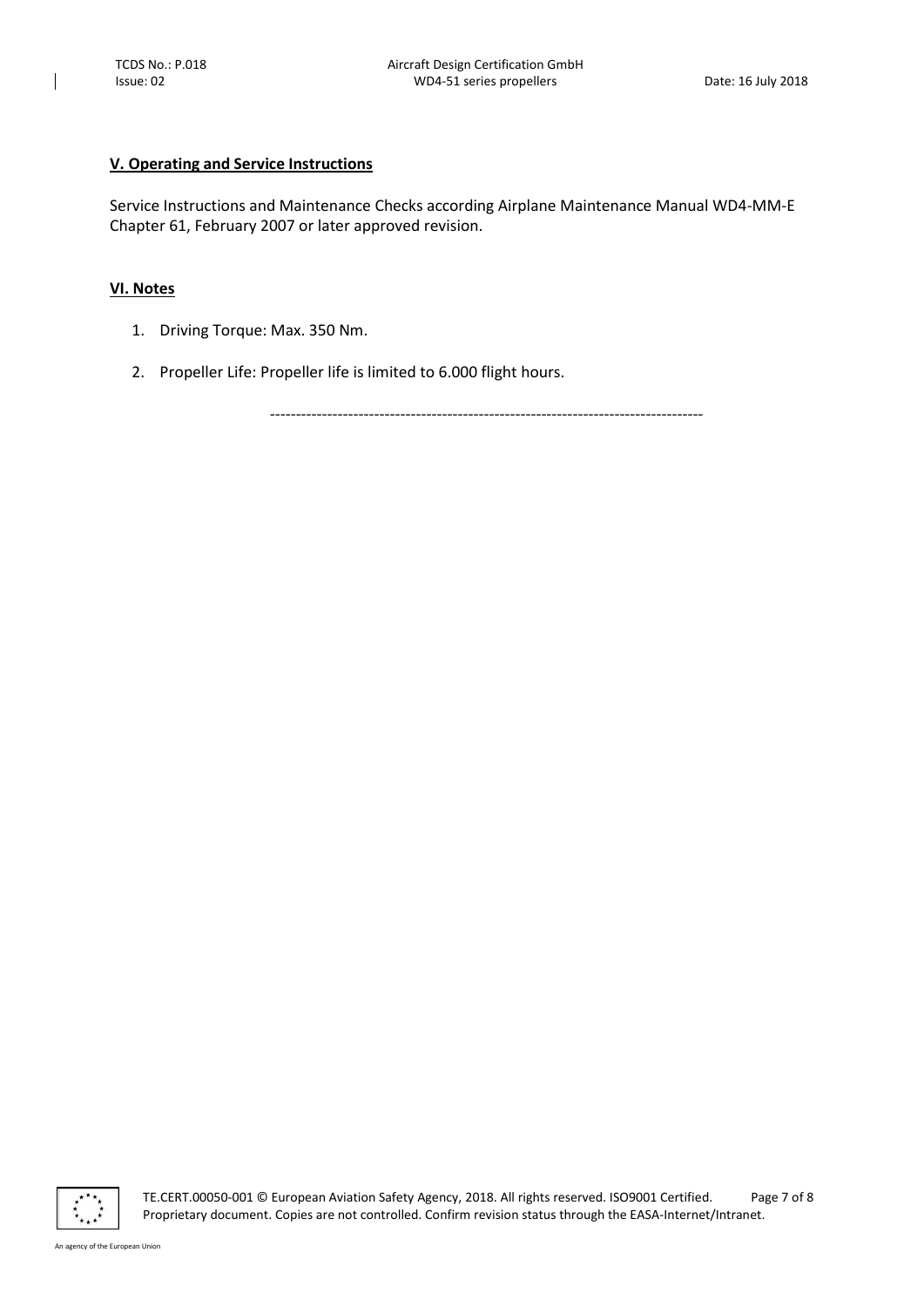## V. Operating and Service Instructions

Service Instructions and Maintenance Checks according Airplane Maintenance Manual WD4-MM-E Chapter 61, February 2007 or later approved revision.

## VI. Notes

1. Driving Torque: Max. 350 Nm.
2. Propeller Life: Propeller life is limited to 6.000 flight hours.

-----------------------------------------------------------------------------------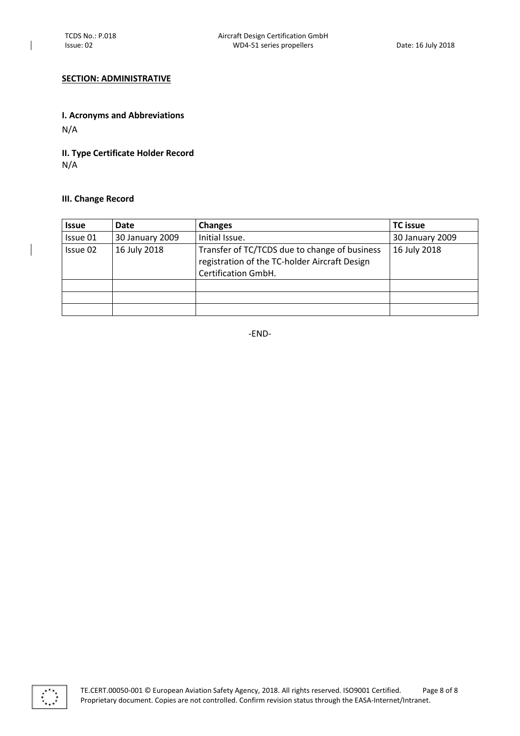**SECTION: ADMINISTRATIVE**

**I. Acronyms and Abbreviations**

N/A

**II. Type Certificate Holder Record**

N/A

**III. Change Record**

| Issue | Date | Changes | TC issue |
|---|---|---|---|
| Issue 01 | 30 January 2009 | Initial Issue. | 30 January 2009 |
| Issue 02 | 16 July 2018 | Transfer of TC/TCDS due to change of business registration of the TC-holder Aircraft Design Certification GmbH. | 16 July 2018 |
| | | | |
| | | | |
| | | | |

-END-